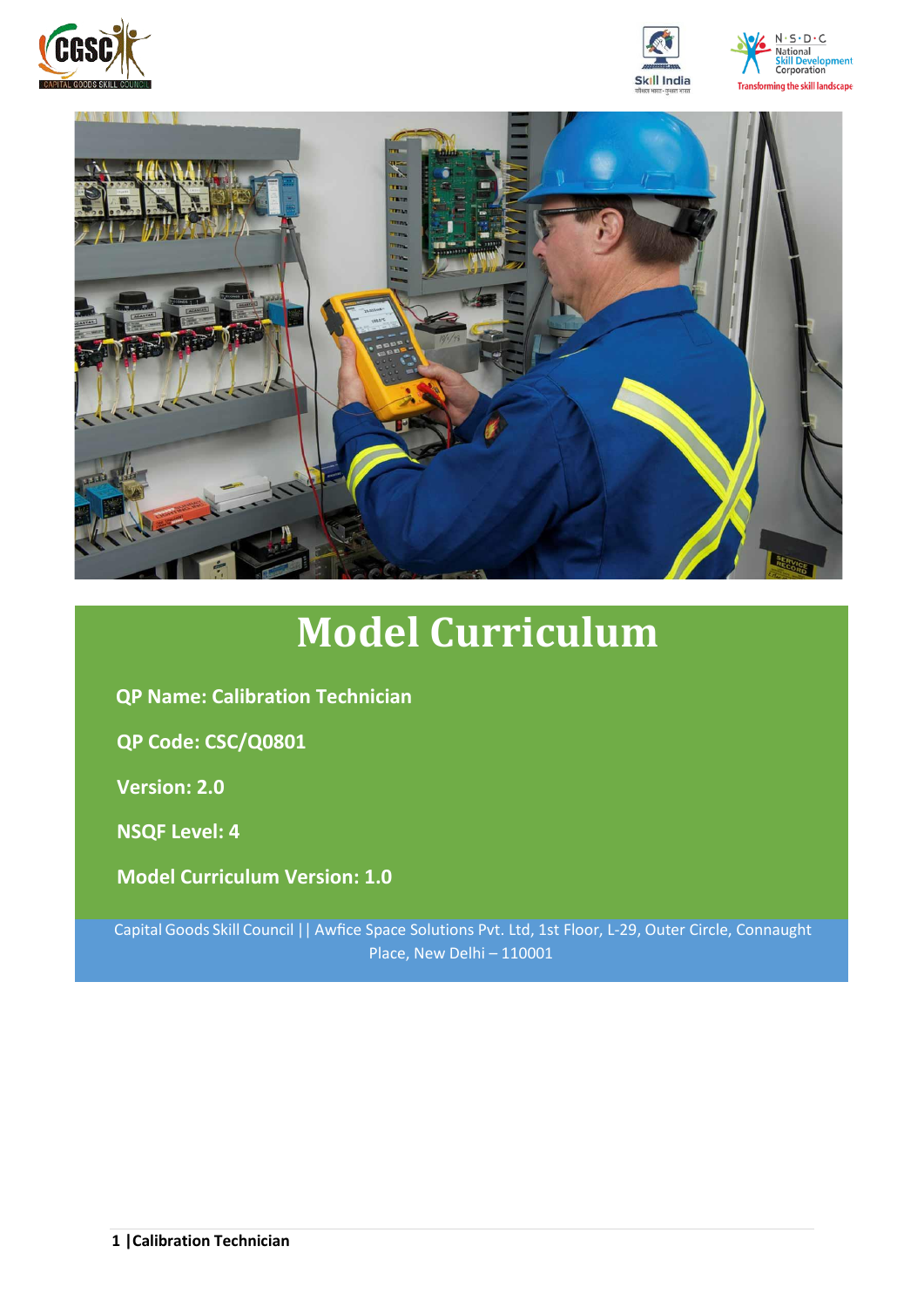# Model Curriculum

**QP Name: Calibration Technician**

**QP Code: CSC/Q0801**

**Version: 2.0**

**NSQF Level: 4**

**Model Curriculum Version: 1.0**

Capital Goods Skill Council || Awfice Space Solutions Pvt. Ltd, 1st Floor, L-29, Outer Circle, Connaught Place, New Delhi – 110001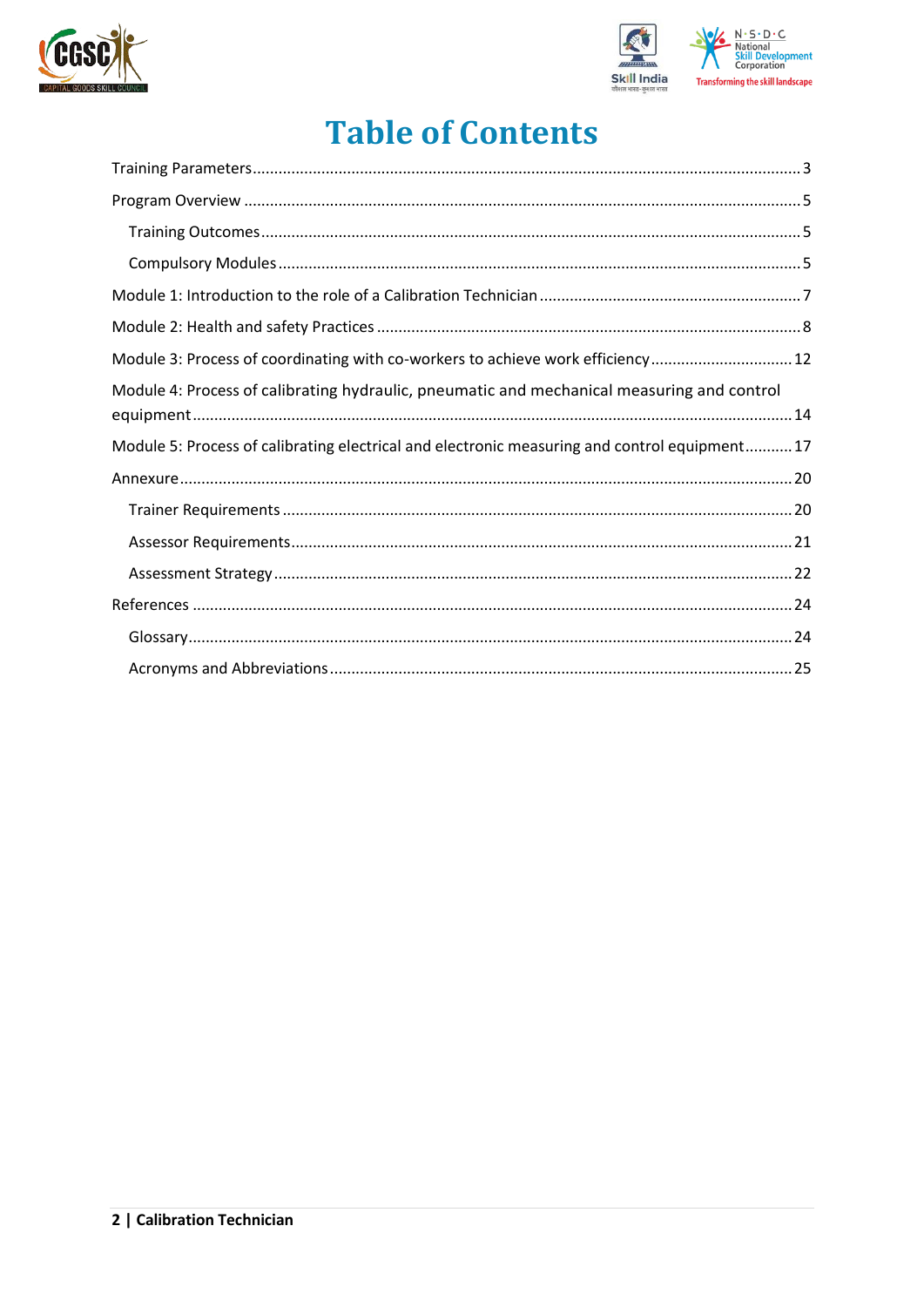# Table of Contents

Training Parameters ... 3

Program Overview ... 5

- Training Outcomes ... 5
- Compulsory Modules ... 5

Module 1: Introduction to the role of a Calibration Technician ... 7

Module 2: Health and safety Practices ... 8

Module 3: Process of coordinating with co-workers to achieve work efficiency ... 12

Module 4: Process of calibrating hydraulic, pneumatic and mechanical measuring and control equipment ... 14

Module 5: Process of calibrating electrical and electronic measuring and control equipment ... 17

Annexure ... 20

- Trainer Requirements ... 20
- Assessor Requirements ... 21
- Assessment Strategy ... 22

References ... 24

- Glossary ... 24
- Acronyms and Abbreviations ... 25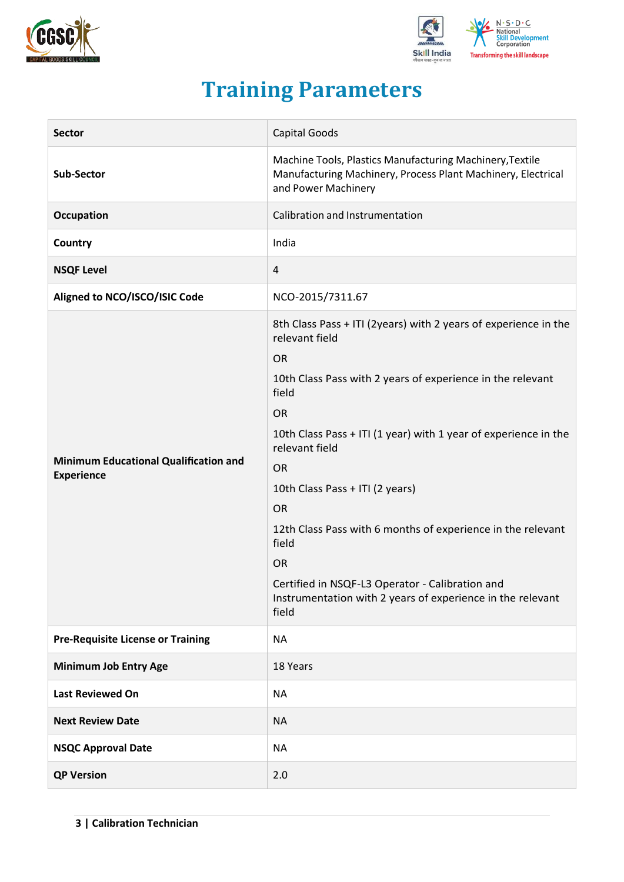# Training Parameters

| Sector | Capital Goods |
|---|---|
| Sub-Sector | Machine Tools, Plastics Manufacturing Machinery,Textile Manufacturing Machinery, Process Plant Machinery, Electrical and Power Machinery |
| Occupation | Calibration and Instrumentation |
| Country | India |
| NSQF Level | 4 |
| Aligned to NCO/ISCO/ISIC Code | NCO-2015/7311.67 |
| Minimum Educational Qualification and Experience | 8th Class Pass + ITI (2years) with 2 years of experience in the relevant field<br>OR<br>10th Class Pass with 2 years of experience in the relevant field<br>OR<br>10th Class Pass + ITI (1 year) with 1 year of experience in the relevant field<br>OR<br>10th Class Pass + ITI (2 years)<br>OR<br>12th Class Pass with 6 months of experience in the relevant field<br>OR<br>Certified in NSQF-L3 Operator - Calibration and Instrumentation with 2 years of experience in the relevant field |
| Pre-Requisite License or Training | NA |
| Minimum Job Entry Age | 18 Years |
| Last Reviewed On | NA |
| Next Review Date | NA |
| NSQC Approval Date | NA |
| QP Version | 2.0 |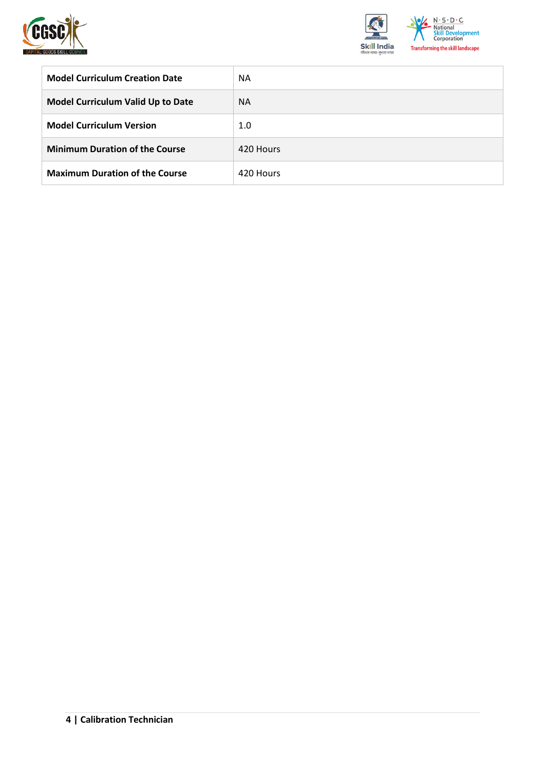| Model Curriculum Creation Date | NA |
|---|---|
| **Model Curriculum Valid Up to Date** | NA |
| **Model Curriculum Version** | 1.0 |
| **Minimum Duration of the Course** | 420 Hours |
| **Maximum Duration of the Course** | 420 Hours |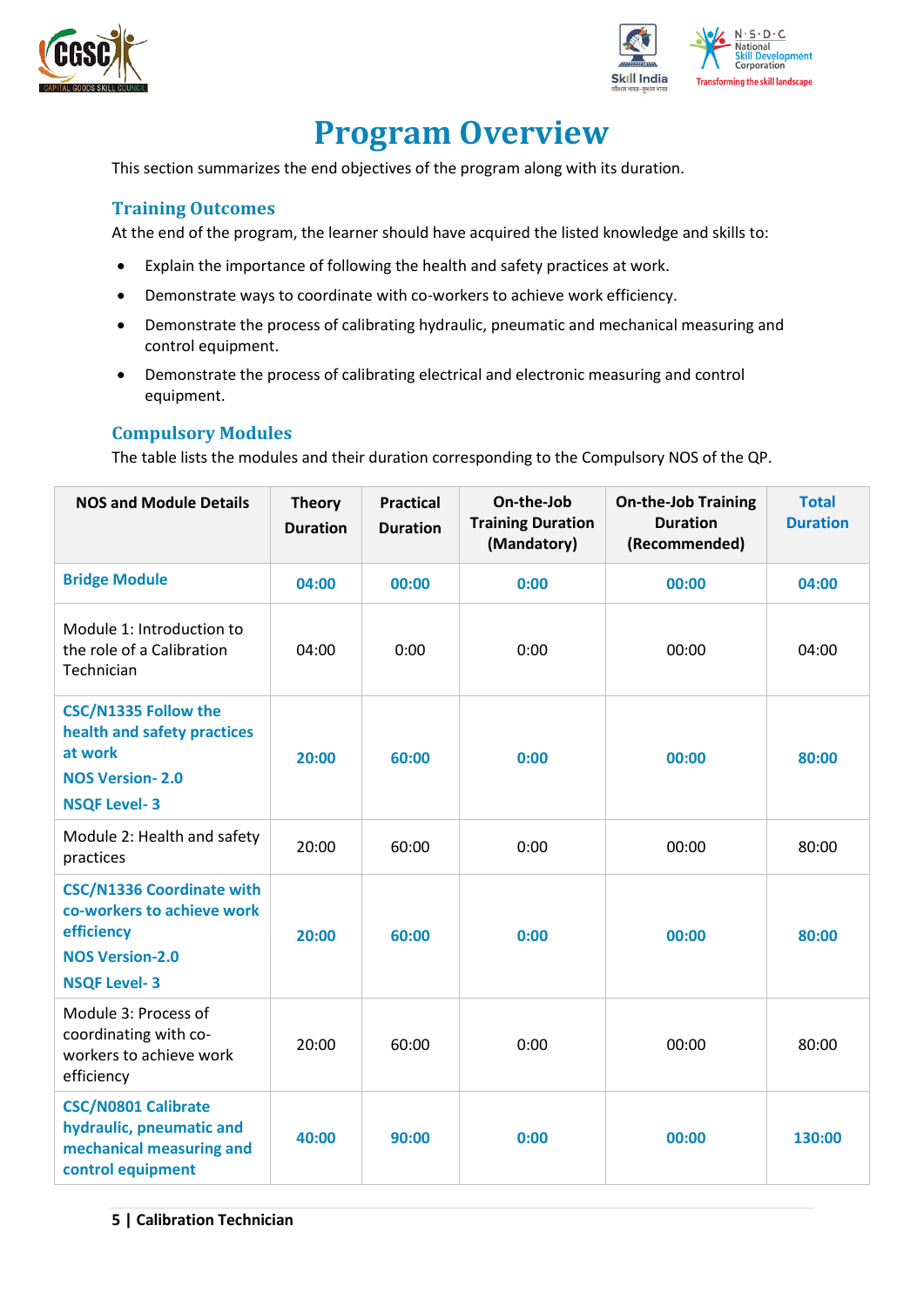# Program Overview

This section summarizes the end objectives of the program along with its duration.

## Training Outcomes

At the end of the program, the learner should have acquired the listed knowledge and skills to:

- Explain the importance of following the health and safety practices at work.
- Demonstrate ways to coordinate with co-workers to achieve work efficiency.
- Demonstrate the process of calibrating hydraulic, pneumatic and mechanical measuring and control equipment.
- Demonstrate the process of calibrating electrical and electronic measuring and control equipment.

## Compulsory Modules

The table lists the modules and their duration corresponding to the Compulsory NOS of the QP.

| NOS and Module Details | Theory Duration | Practical Duration | On-the-Job Training Duration (Mandatory) | On-the-Job Training Duration (Recommended) | Total Duration |
|---|---|---|---|---|---|
| **Bridge Module** | **04:00** | **00:00** | **0:00** | **00:00** | **04:00** |
| Module 1: Introduction to the role of a Calibration Technician | 04:00 | 0:00 | 0:00 | 00:00 | 04:00 |
| **CSC/N1335 Follow the health and safety practices at work**<br>**NOS Version- 2.0**<br>**NSQF Level- 3** | **20:00** | **60:00** | **0:00** | **00:00** | **80:00** |
| Module 2: Health and safety practices | 20:00 | 60:00 | 0:00 | 00:00 | 80:00 |
| **CSC/N1336 Coordinate with co-workers to achieve work efficiency**<br>**NOS Version-2.0**<br>**NSQF Level- 3** | **20:00** | **60:00** | **0:00** | **00:00** | **80:00** |
| Module 3: Process of coordinating with co-workers to achieve work efficiency | 20:00 | 60:00 | 0:00 | 00:00 | 80:00 |
| **CSC/N0801 Calibrate hydraulic, pneumatic and mechanical measuring and control equipment** | **40:00** | **90:00** | **0:00** | **00:00** | **130:00** |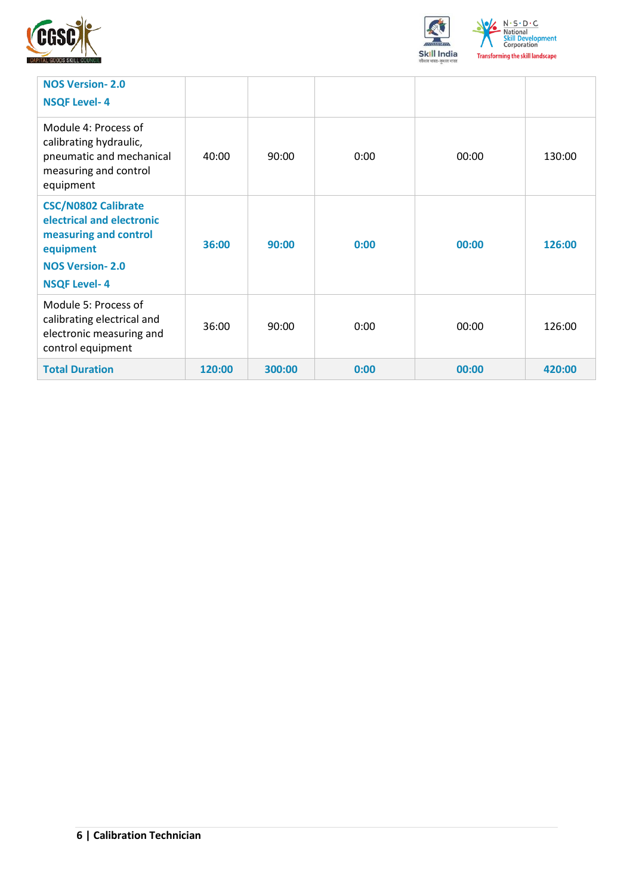| | | | | | |
|---|---|---|---|---|---|
| **NOS Version- 2.0**<br>**NSQF Level- 4** | | | | | |
| Module 4: Process of calibrating hydraulic, pneumatic and mechanical measuring and control equipment | 40:00 | 90:00 | 0:00 | 00:00 | 130:00 |
| **CSC/N0802 Calibrate electrical and electronic measuring and control equipment**<br>**NOS Version- 2.0**<br>**NSQF Level- 4** | **36:00** | **90:00** | **0:00** | **00:00** | **126:00** |
| Module 5: Process of calibrating electrical and electronic measuring and control equipment | 36:00 | 90:00 | 0:00 | 00:00 | 126:00 |
| **Total Duration** | **120:00** | **300:00** | **0:00** | **00:00** | **420:00** |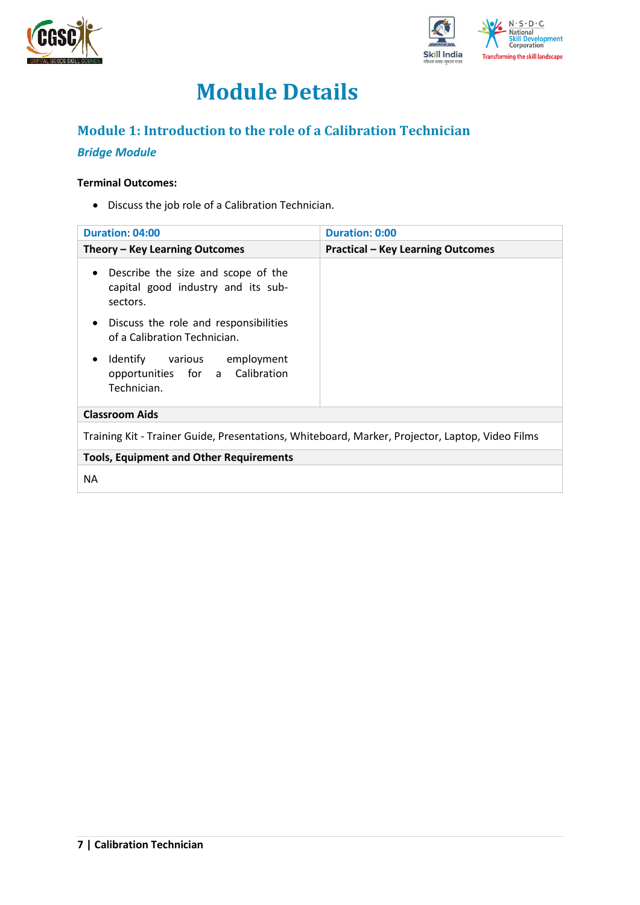# Module Details

## Module 1: Introduction to the role of a Calibration Technician

***Bridge Module***

**Terminal Outcomes:**

- Discuss the job role of a Calibration Technician.

| Duration: 04:00 | Duration: 0:00 |
|---|---|
| **Theory – Key Learning Outcomes** | **Practical – Key Learning Outcomes** |
| • Describe the size and scope of the capital good industry and its sub-sectors.<br>• Discuss the role and responsibilities of a Calibration Technician.<br>• Identify various employment opportunities for a Calibration Technician. | |
| **Classroom Aids** | |
| Training Kit - Trainer Guide, Presentations, Whiteboard, Marker, Projector, Laptop, Video Films | |
| **Tools, Equipment and Other Requirements** | |
| NA | |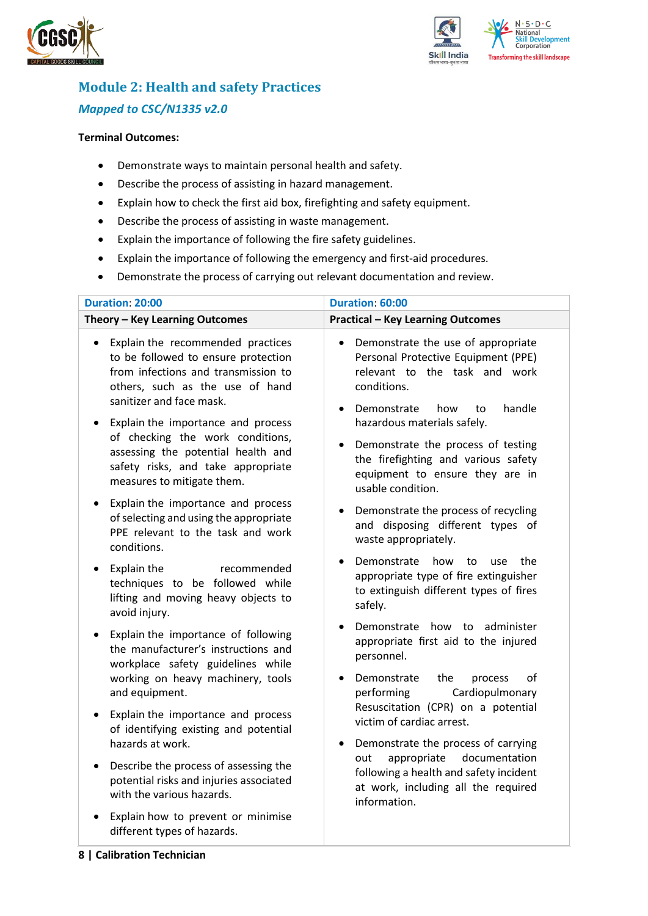## Module 2: Health and safety Practices

### *Mapped to CSC/N1335 v2.0*

**Terminal Outcomes:**

- Demonstrate ways to maintain personal health and safety.
- Describe the process of assisting in hazard management.
- Explain how to check the first aid box, firefighting and safety equipment.
- Describe the process of assisting in waste management.
- Explain the importance of following the fire safety guidelines.
- Explain the importance of following the emergency and first-aid procedures.
- Demonstrate the process of carrying out relevant documentation and review.

| Duration: 20:00 | Duration: 60:00 |
|---|---|
| **Theory – Key Learning Outcomes** | **Practical – Key Learning Outcomes** |
| • Explain the recommended practices to be followed to ensure protection from infections and transmission to others, such as the use of hand sanitizer and face mask.<br>• Explain the importance and process of checking the work conditions, assessing the potential health and safety risks, and take appropriate measures to mitigate them.<br>• Explain the importance and process of selecting and using the appropriate PPE relevant to the task and work conditions.<br>• Explain the recommended techniques to be followed while lifting and moving heavy objects to avoid injury.<br>• Explain the importance of following the manufacturer's instructions and workplace safety guidelines while working on heavy machinery, tools and equipment.<br>• Explain the importance and process of identifying existing and potential hazards at work.<br>• Describe the process of assessing the potential risks and injuries associated with the various hazards.<br>• Explain how to prevent or minimise different types of hazards. | • Demonstrate the use of appropriate Personal Protective Equipment (PPE) relevant to the task and work conditions.<br>• Demonstrate how to handle hazardous materials safely.<br>• Demonstrate the process of testing the firefighting and various safety equipment to ensure they are in usable condition.<br>• Demonstrate the process of recycling and disposing different types of waste appropriately.<br>• Demonstrate how to use the appropriate type of fire extinguisher to extinguish different types of fires safely.<br>• Demonstrate how to administer appropriate first aid to the injured personnel.<br>• Demonstrate the process of performing Cardiopulmonary Resuscitation (CPR) on a potential victim of cardiac arrest.<br>• Demonstrate the process of carrying out appropriate documentation following a health and safety incident at work, including all the required information. |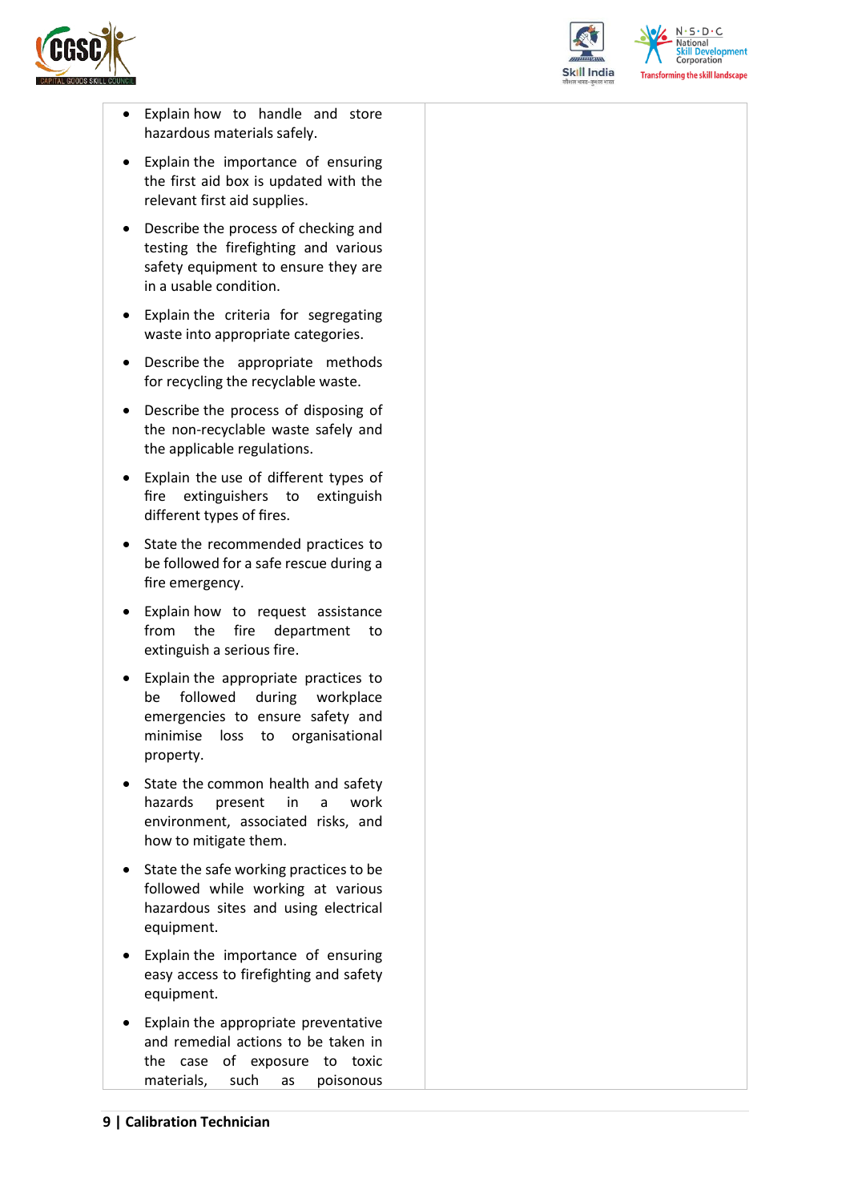| | |
|---|---|
| • Explain how to handle and store hazardous materials safely.<br>• Explain the importance of ensuring the first aid box is updated with the relevant first aid supplies.<br>• Describe the process of checking and testing the firefighting and various safety equipment to ensure they are in a usable condition.<br>• Explain the criteria for segregating waste into appropriate categories.<br>• Describe the appropriate methods for recycling the recyclable waste.<br>• Describe the process of disposing of the non-recyclable waste safely and the applicable regulations.<br>• Explain the use of different types of fire extinguishers to extinguish different types of fires.<br>• State the recommended practices to be followed for a safe rescue during a fire emergency.<br>• Explain how to request assistance from the fire department to extinguish a serious fire.<br>• Explain the appropriate practices to be followed during workplace emergencies to ensure safety and minimise loss to organisational property.<br>• State the common health and safety hazards present in a work environment, associated risks, and how to mitigate them.<br>• State the safe working practices to be followed while working at various hazardous sites and using electrical equipment.<br>• Explain the importance of ensuring easy access to firefighting and safety equipment.<br>• Explain the appropriate preventative and remedial actions to be taken in the case of exposure to toxic materials, such as poisonous | |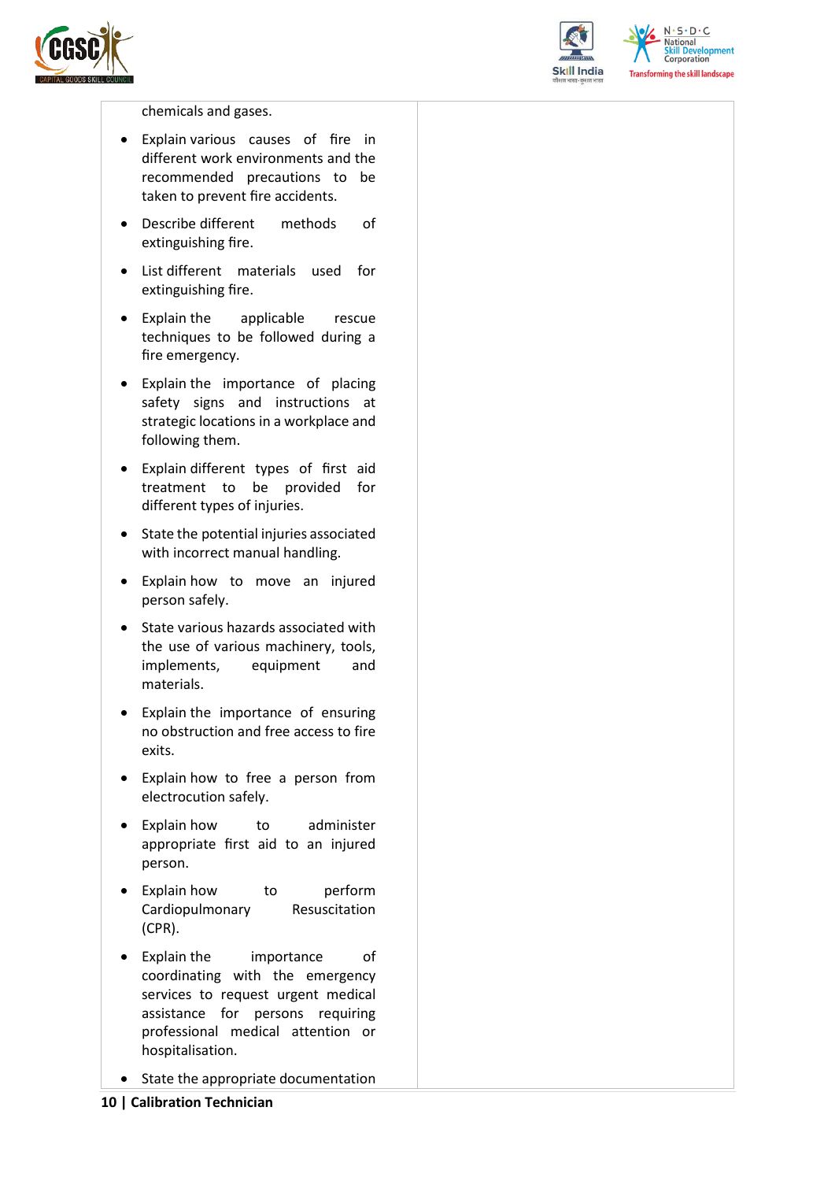| | |
|---|---|
| chemicals and gases.<br>• Explain various causes of fire in different work environments and the recommended precautions to be taken to prevent fire accidents.<br>• Describe different methods of extinguishing fire.<br>• List different materials used for extinguishing fire.<br>• Explain the applicable rescue techniques to be followed during a fire emergency.<br>• Explain the importance of placing safety signs and instructions at strategic locations in a workplace and following them.<br>• Explain different types of first aid treatment to be provided for different types of injuries.<br>• State the potential injuries associated with incorrect manual handling.<br>• Explain how to move an injured person safely.<br>• State various hazards associated with the use of various machinery, tools, implements, equipment and materials.<br>• Explain the importance of ensuring no obstruction and free access to fire exits.<br>• Explain how to free a person from electrocution safely.<br>• Explain how to administer appropriate first aid to an injured person.<br>• Explain how to perform Cardiopulmonary Resuscitation (CPR).<br>• Explain the importance of coordinating with the emergency services to request urgent medical assistance for persons requiring professional medical attention or hospitalisation.<br>• State the appropriate documentation | |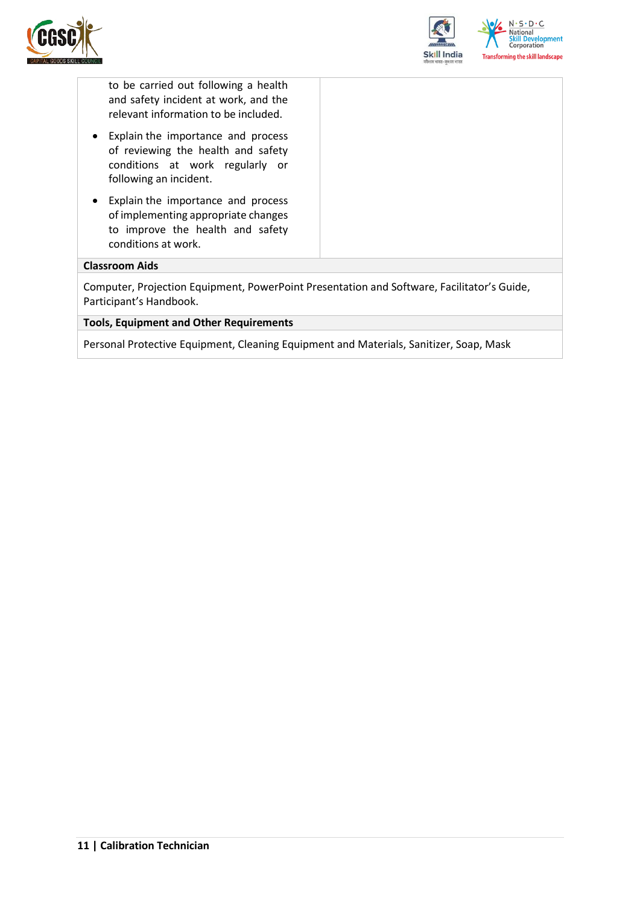| | |
|---|---|
| to be carried out following a health and safety incident at work, and the relevant information to be included.<br>• Explain the importance and process of reviewing the health and safety conditions at work regularly or following an incident.<br>• Explain the importance and process of implementing appropriate changes to improve the health and safety conditions at work. | |
| **Classroom Aids** | |
| Computer, Projection Equipment, PowerPoint Presentation and Software, Facilitator's Guide, Participant's Handbook. | |
| **Tools, Equipment and Other Requirements** | |
| Personal Protective Equipment, Cleaning Equipment and Materials, Sanitizer, Soap, Mask | |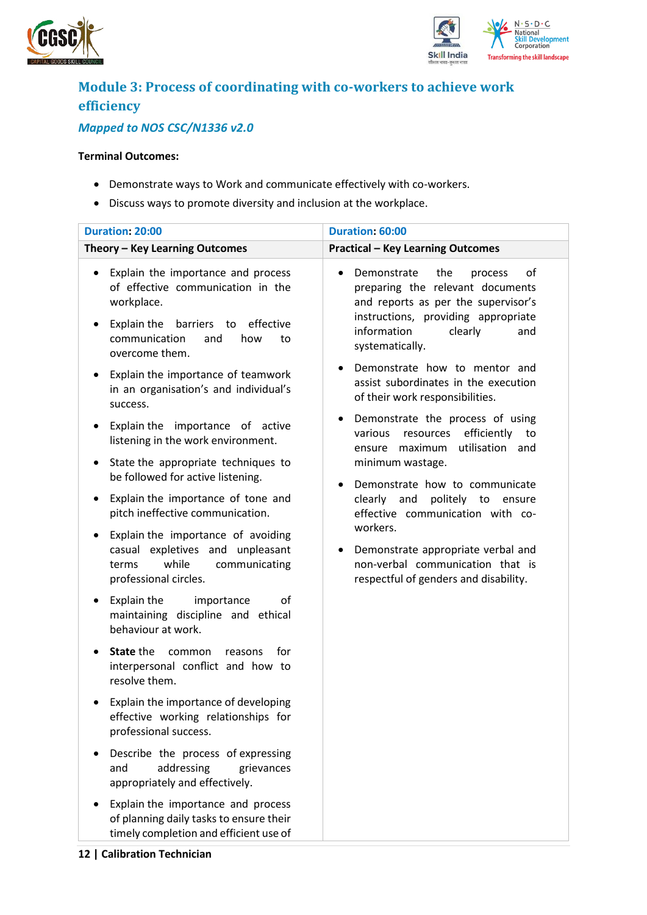## Module 3: Process of coordinating with co-workers to achieve work efficiency

### *Mapped to NOS CSC/N1336 v2.0*

**Terminal Outcomes:**

- Demonstrate ways to Work and communicate effectively with co-workers.
- Discuss ways to promote diversity and inclusion at the workplace.

| Duration: 20:00 | Duration: 60:00 |
|---|---|
| **Theory – Key Learning Outcomes** | **Practical – Key Learning Outcomes** |
| • Explain the importance and process of effective communication in the workplace.<br>• Explain the barriers to effective communication and how to overcome them.<br>• Explain the importance of teamwork in an organisation's and individual's success.<br>• Explain the importance of active listening in the work environment.<br>• State the appropriate techniques to be followed for active listening.<br>• Explain the importance of tone and pitch ineffective communication.<br>• Explain the importance of avoiding casual expletives and unpleasant terms while communicating professional circles.<br>• Explain the importance of maintaining discipline and ethical behaviour at work.<br>• **State** the common reasons for interpersonal conflict and how to resolve them.<br>• Explain the importance of developing effective working relationships for professional success.<br>• Describe the process of expressing and addressing grievances appropriately and effectively.<br>• Explain the importance and process of planning daily tasks to ensure their timely completion and efficient use of | • Demonstrate the process of preparing the relevant documents and reports as per the supervisor's instructions, providing appropriate information clearly and systematically.<br>• Demonstrate how to mentor and assist subordinates in the execution of their work responsibilities.<br>• Demonstrate the process of using various resources efficiently to ensure maximum utilisation and minimum wastage.<br>• Demonstrate how to communicate clearly and politely to ensure effective communication with co-workers.<br>• Demonstrate appropriate verbal and non-verbal communication that is respectful of genders and disability. |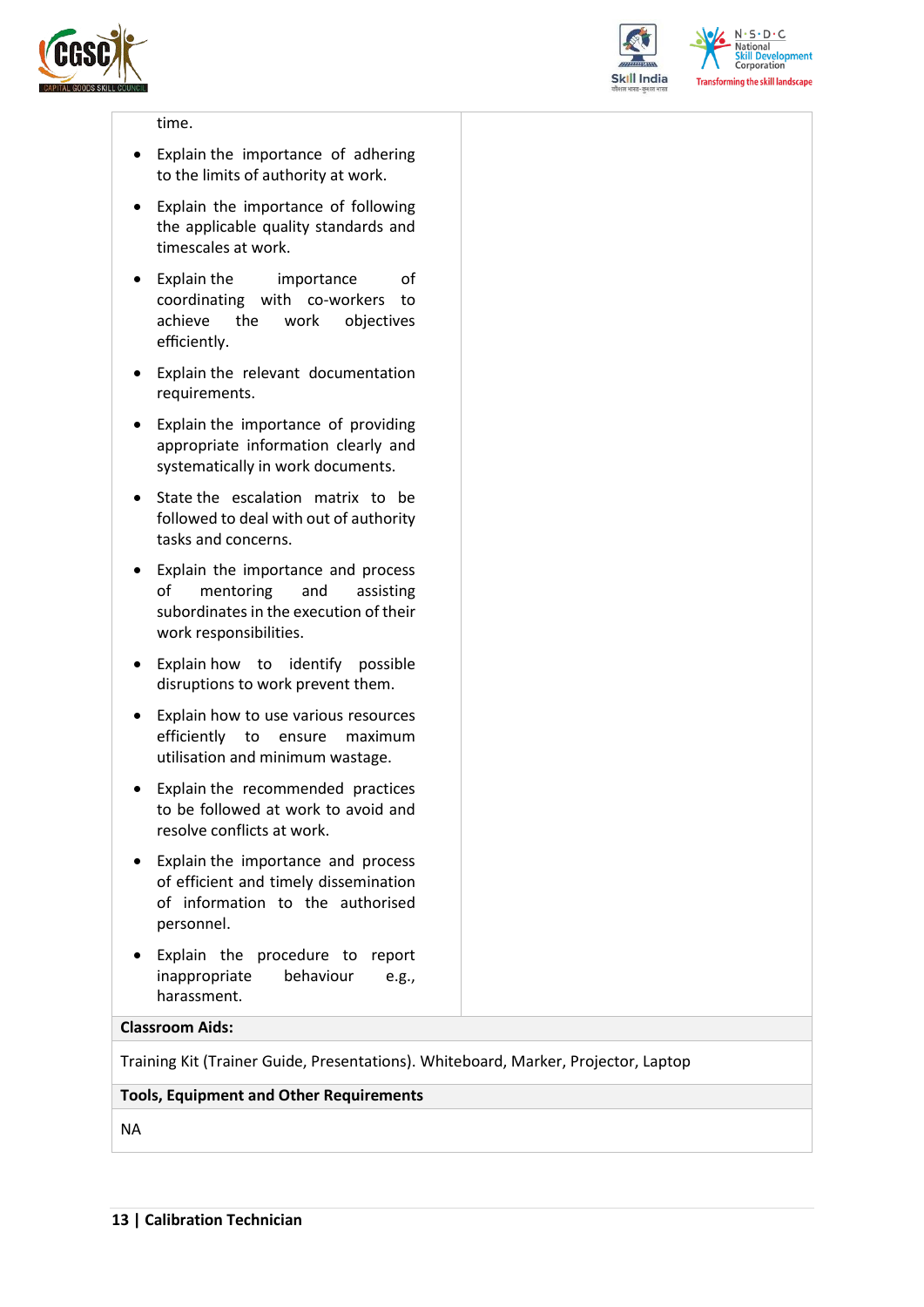time.

- Explain the importance of adhering to the limits of authority at work.
- Explain the importance of following the applicable quality standards and timescales at work.
- Explain the importance of coordinating with co-workers to achieve the work objectives efficiently.
- Explain the relevant documentation requirements.
- Explain the importance of providing appropriate information clearly and systematically in work documents.
- State the escalation matrix to be followed to deal with out of authority tasks and concerns.
- Explain the importance and process of mentoring and assisting subordinates in the execution of their work responsibilities.
- Explain how to identify possible disruptions to work prevent them.
- Explain how to use various resources efficiently to ensure maximum utilisation and minimum wastage.
- Explain the recommended practices to be followed at work to avoid and resolve conflicts at work.
- Explain the importance and process of efficient and timely dissemination of information to the authorised personnel.
- Explain the procedure to report inappropriate behaviour e.g., harassment.

**Classroom Aids:**

Training Kit (Trainer Guide, Presentations). Whiteboard, Marker, Projector, Laptop

**Tools, Equipment and Other Requirements**

NA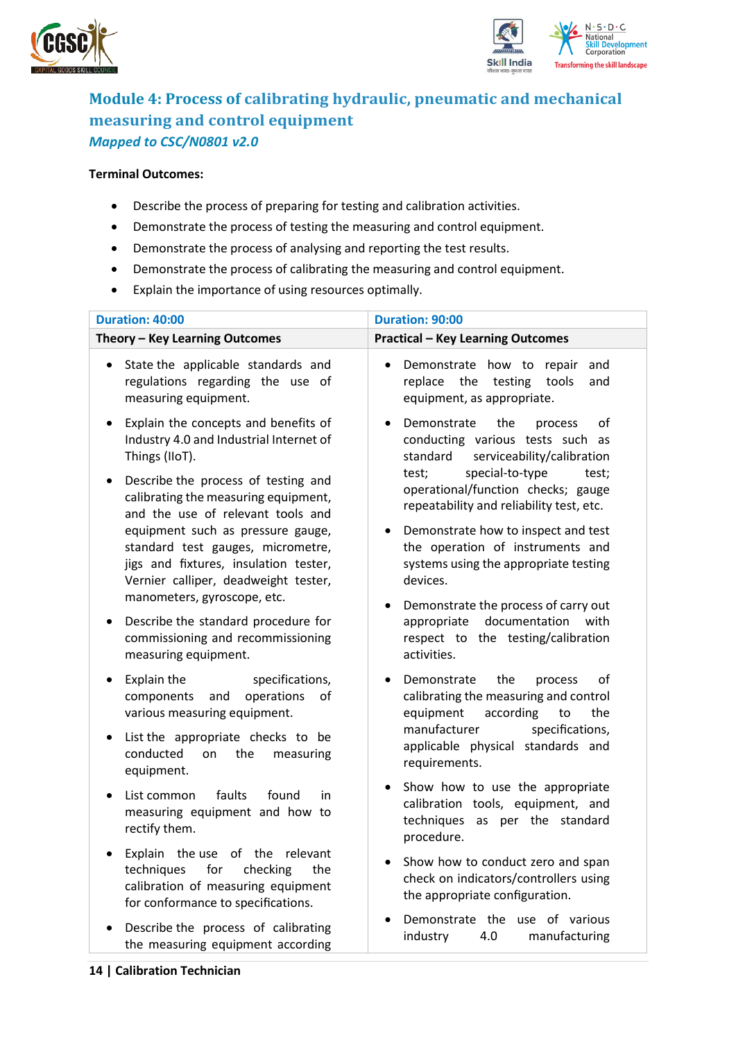## Module 4: Process of calibrating hydraulic, pneumatic and mechanical measuring and control equipment

*Mapped to CSC/N0801 v2.0*

**Terminal Outcomes:**

- Describe the process of preparing for testing and calibration activities.
- Demonstrate the process of testing the measuring and control equipment.
- Demonstrate the process of analysing and reporting the test results.
- Demonstrate the process of calibrating the measuring and control equipment.
- Explain the importance of using resources optimally.

| Duration: 40:00 | Duration: 90:00 |
|---|---|
| **Theory – Key Learning Outcomes** | **Practical – Key Learning Outcomes** |
| • State the applicable standards and regulations regarding the use of measuring equipment.<br>• Explain the concepts and benefits of Industry 4.0 and Industrial Internet of Things (IIoT).<br>• Describe the process of testing and calibrating the measuring equipment, and the use of relevant tools and equipment such as pressure gauge, standard test gauges, micrometre, jigs and fixtures, insulation tester, Vernier calliper, deadweight tester, manometers, gyroscope, etc.<br>• Describe the standard procedure for commissioning and recommissioning measuring equipment.<br>• Explain the specifications, components and operations of various measuring equipment.<br>• List the appropriate checks to be conducted on the measuring equipment.<br>• List common faults found in measuring equipment and how to rectify them.<br>• Explain the use of the relevant techniques for checking the calibration of measuring equipment for conformance to specifications.<br>• Describe the process of calibrating the measuring equipment according | • Demonstrate how to repair and replace the testing tools and equipment, as appropriate.<br>• Demonstrate the process of conducting various tests such as standard serviceability/calibration test; special-to-type test; operational/function checks; gauge repeatability and reliability test, etc.<br>• Demonstrate how to inspect and test the operation of instruments and systems using the appropriate testing devices.<br>• Demonstrate the process of carry out appropriate documentation with respect to the testing/calibration activities.<br>• Demonstrate the process of calibrating the measuring and control equipment according to the manufacturer specifications, applicable physical standards and requirements.<br>• Show how to use the appropriate calibration tools, equipment, and techniques as per the standard procedure.<br>• Show how to conduct zero and span check on indicators/controllers using the appropriate configuration.<br>• Demonstrate the use of various industry 4.0 manufacturing |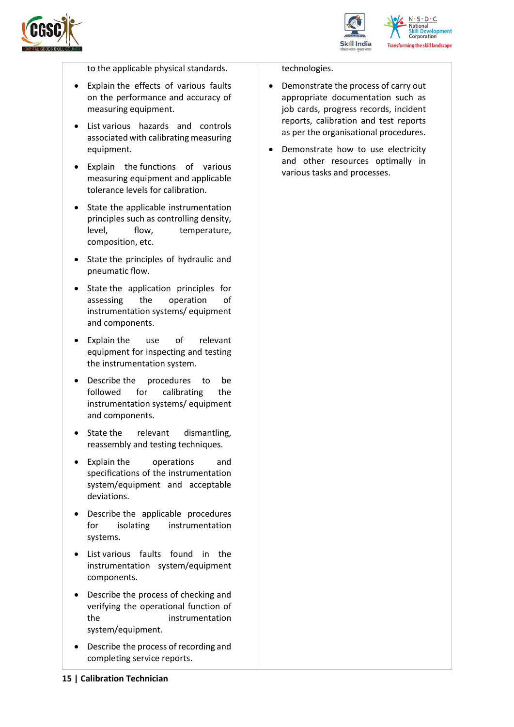| | |
|---|---|
| to the applicable physical standards.<br>• Explain the effects of various faults on the performance and accuracy of measuring equipment.<br>• List various hazards and controls associated with calibrating measuring equipment.<br>• Explain the functions of various measuring equipment and applicable tolerance levels for calibration.<br>• State the applicable instrumentation principles such as controlling density, level, flow, temperature, composition, etc.<br>• State the principles of hydraulic and pneumatic flow.<br>• State the application principles for assessing the operation of instrumentation systems/ equipment and components.<br>• Explain the use of relevant equipment for inspecting and testing the instrumentation system.<br>• Describe the procedures to be followed for calibrating the instrumentation systems/ equipment and components.<br>• State the relevant dismantling, reassembly and testing techniques.<br>• Explain the operations and specifications of the instrumentation system/equipment and acceptable deviations.<br>• Describe the applicable procedures for isolating instrumentation systems.<br>• List various faults found in the instrumentation system/equipment components.<br>• Describe the process of checking and verifying the operational function of the instrumentation system/equipment.<br>• Describe the process of recording and completing service reports. | technologies.<br>• Demonstrate the process of carry out appropriate documentation such as job cards, progress records, incident reports, calibration and test reports as per the organisational procedures.<br>• Demonstrate how to use electricity and other resources optimally in various tasks and processes. |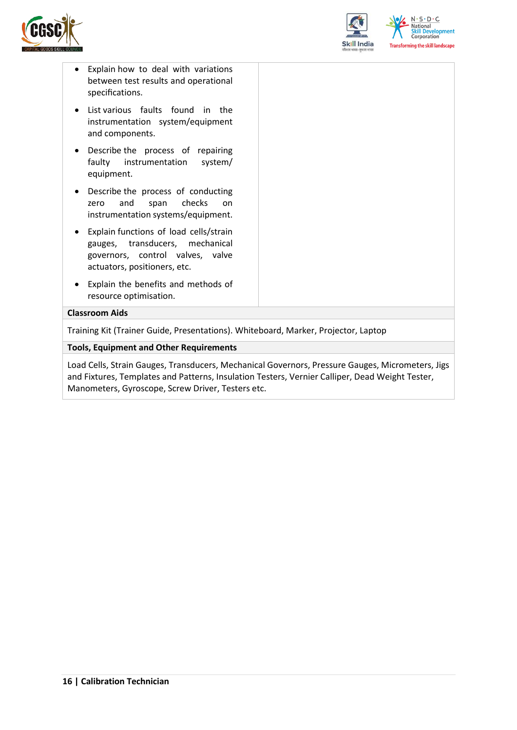| | |
|---|---|
| • Explain how to deal with variations between test results and operational specifications.<br>• List various faults found in the instrumentation system/equipment and components.<br>• Describe the process of repairing faulty instrumentation system/ equipment.<br>• Describe the process of conducting zero and span checks on instrumentation systems/equipment.<br>• Explain functions of load cells/strain gauges, transducers, mechanical governors, control valves, valve actuators, positioners, etc.<br>• Explain the benefits and methods of resource optimisation. | |
| **Classroom Aids** | |
| Training Kit (Trainer Guide, Presentations). Whiteboard, Marker, Projector, Laptop | |
| **Tools, Equipment and Other Requirements** | |
| Load Cells, Strain Gauges, Transducers, Mechanical Governors, Pressure Gauges, Micrometers, Jigs and Fixtures, Templates and Patterns, Insulation Testers, Vernier Calliper, Dead Weight Tester, Manometers, Gyroscope, Screw Driver, Testers etc. | |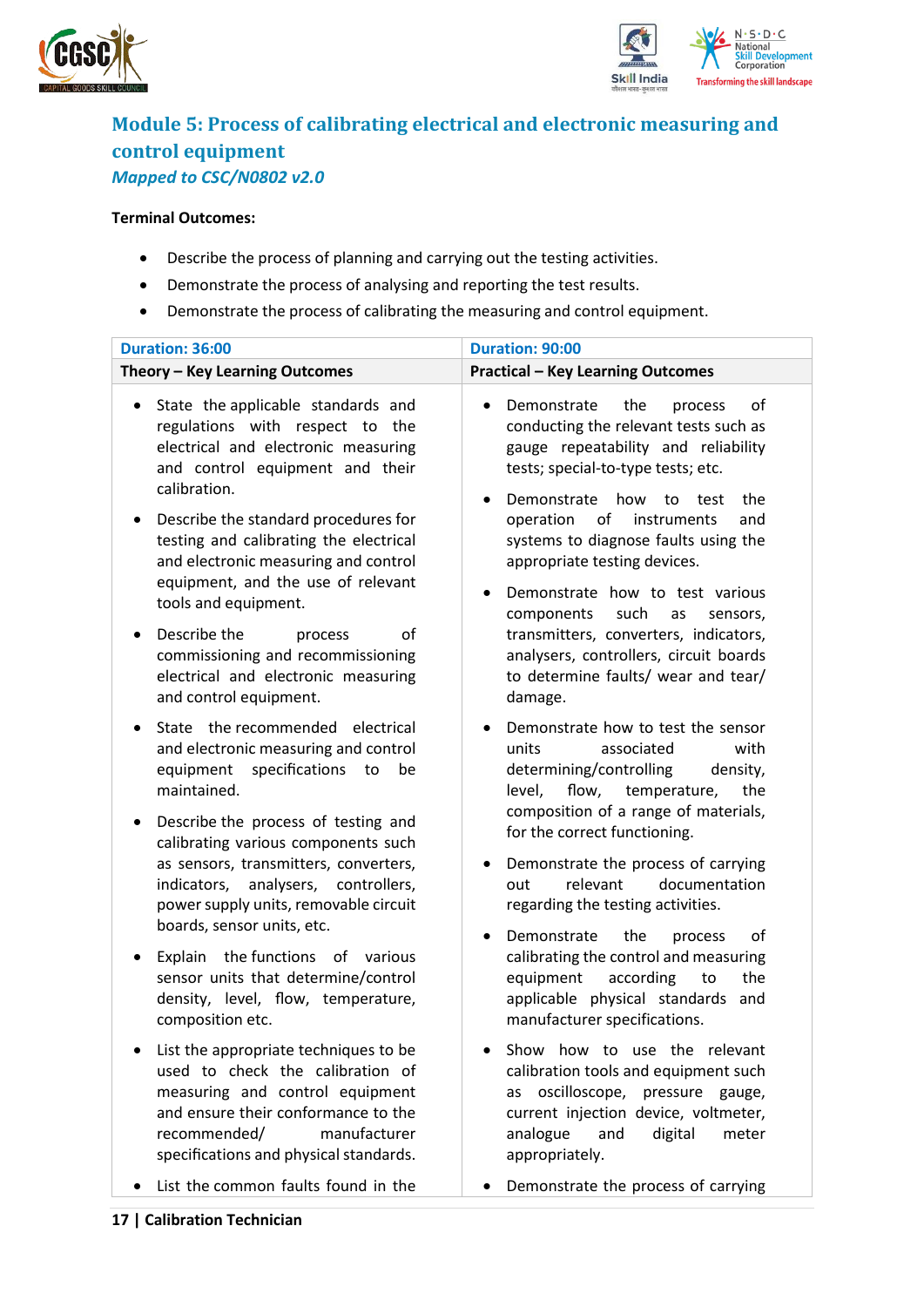## Module 5: Process of calibrating electrical and electronic measuring and control equipment

*Mapped to CSC/N0802 v2.0*

**Terminal Outcomes:**

- Describe the process of planning and carrying out the testing activities.
- Demonstrate the process of analysing and reporting the test results.
- Demonstrate the process of calibrating the measuring and control equipment.

| Duration: 36:00 | Duration: 90:00 |
|---|---|
| **Theory – Key Learning Outcomes** | **Practical – Key Learning Outcomes** |
| • State the applicable standards and regulations with respect to the electrical and electronic measuring and control equipment and their calibration.<br>• Describe the standard procedures for testing and calibrating the electrical and electronic measuring and control equipment, and the use of relevant tools and equipment.<br>• Describe the process of commissioning and recommissioning electrical and electronic measuring and control equipment.<br>• State the recommended electrical and electronic measuring and control equipment specifications to be maintained.<br>• Describe the process of testing and calibrating various components such as sensors, transmitters, converters, indicators, analysers, controllers, power supply units, removable circuit boards, sensor units, etc.<br>• Explain the functions of various sensor units that determine/control density, level, flow, temperature, composition etc.<br>• List the appropriate techniques to be used to check the calibration of measuring and control equipment and ensure their conformance to the recommended/ manufacturer specifications and physical standards.<br>• List the common faults found in the | • Demonstrate the process of conducting the relevant tests such as gauge repeatability and reliability tests; special-to-type tests; etc.<br>• Demonstrate how to test the operation of instruments and systems to diagnose faults using the appropriate testing devices.<br>• Demonstrate how to test various components such as sensors, transmitters, converters, indicators, analysers, controllers, circuit boards to determine faults/ wear and tear/ damage.<br>• Demonstrate how to test the sensor units associated with determining/controlling density, level, flow, temperature, the composition of a range of materials, for the correct functioning.<br>• Demonstrate the process of carrying out relevant documentation regarding the testing activities.<br>• Demonstrate the process of calibrating the control and measuring equipment according to the applicable physical standards and manufacturer specifications.<br>• Show how to use the relevant calibration tools and equipment such as oscilloscope, pressure gauge, current injection device, voltmeter, analogue and digital meter appropriately.<br>• Demonstrate the process of carrying |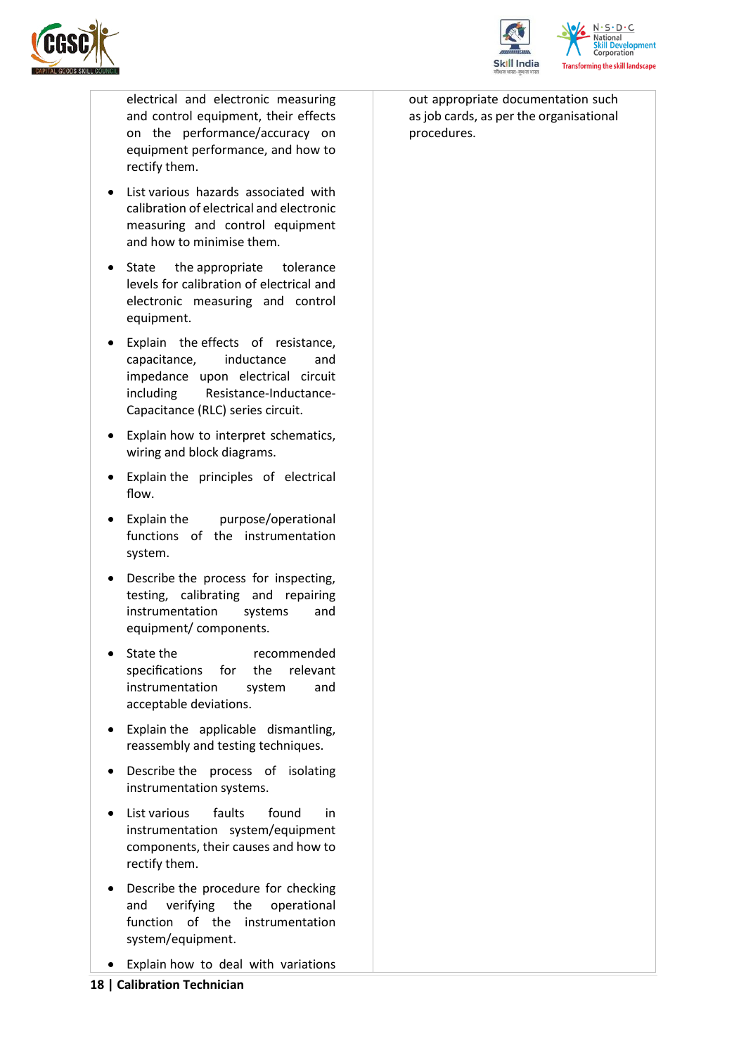| | |
|---|---|
| electrical and electronic measuring and control equipment, their effects on the performance/accuracy on equipment performance, and how to rectify them.<br>• List various hazards associated with calibration of electrical and electronic measuring and control equipment and how to minimise them.<br>• State the appropriate tolerance levels for calibration of electrical and electronic measuring and control equipment.<br>• Explain the effects of resistance, capacitance, inductance and impedance upon electrical circuit including Resistance-Inductance-Capacitance (RLC) series circuit.<br>• Explain how to interpret schematics, wiring and block diagrams.<br>• Explain the principles of electrical flow.<br>• Explain the purpose/operational functions of the instrumentation system.<br>• Describe the process for inspecting, testing, calibrating and repairing instrumentation systems and equipment/ components.<br>• State the recommended specifications for the relevant instrumentation system and acceptable deviations.<br>• Explain the applicable dismantling, reassembly and testing techniques.<br>• Describe the process of isolating instrumentation systems.<br>• List various faults found in instrumentation system/equipment components, their causes and how to rectify them.<br>• Describe the procedure for checking and verifying the operational function of the instrumentation system/equipment.<br>• Explain how to deal with variations | out appropriate documentation such as job cards, as per the organisational procedures. |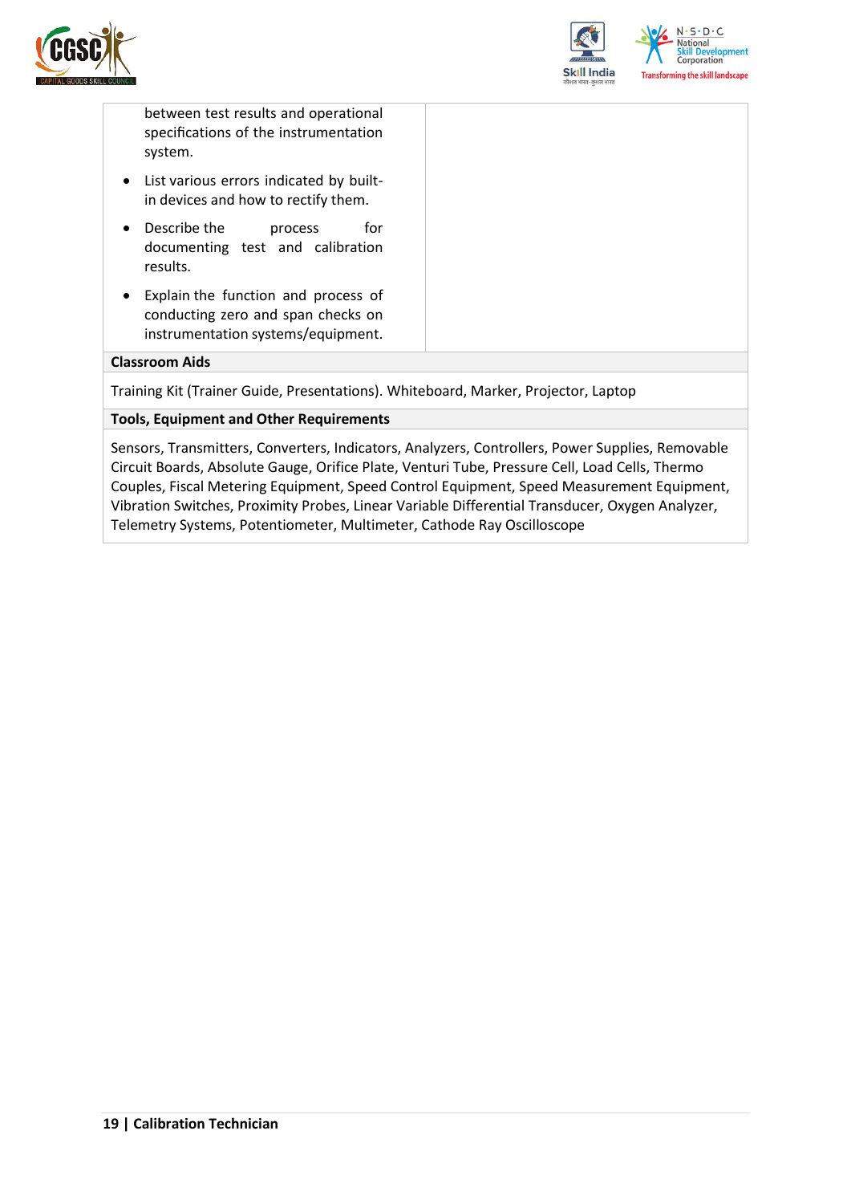| | |
|---|---|
| between test results and operational specifications of the instrumentation system.<br>• List various errors indicated by built-in devices and how to rectify them.<br>• Describe the process for documenting test and calibration results.<br>• Explain the function and process of conducting zero and span checks on instrumentation systems/equipment. | |

**Classroom Aids**

Training Kit (Trainer Guide, Presentations). Whiteboard, Marker, Projector, Laptop

**Tools, Equipment and Other Requirements**

Sensors, Transmitters, Converters, Indicators, Analyzers, Controllers, Power Supplies, Removable Circuit Boards, Absolute Gauge, Orifice Plate, Venturi Tube, Pressure Cell, Load Cells, Thermo Couples, Fiscal Metering Equipment, Speed Control Equipment, Speed Measurement Equipment, Vibration Switches, Proximity Probes, Linear Variable Differential Transducer, Oxygen Analyzer, Telemetry Systems, Potentiometer, Multimeter, Cathode Ray Oscilloscope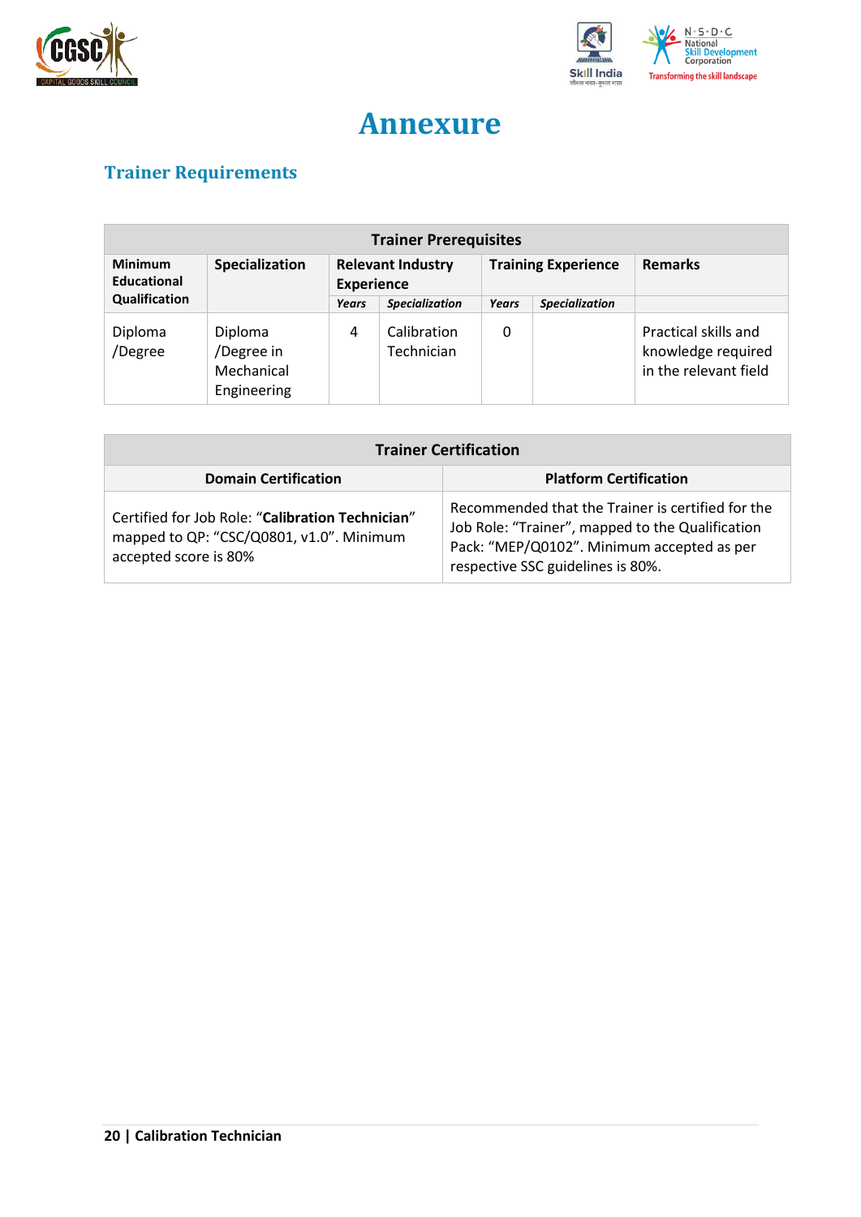# Annexure

## Trainer Requirements

| Trainer Prerequisites | | | | | | |
|---|---|---|---|---|---|---|
| Minimum Educational Qualification | Specialization | Relevant Industry Experience | | Training Experience | | Remarks |
| | | *Years* | *Specialization* | *Years* | *Specialization* | |
| Diploma /Degree | Diploma /Degree in Mechanical Engineering | 4 | Calibration Technician | 0 | | Practical skills and knowledge required in the relevant field |

| Trainer Certification | |
|---|---|
| **Domain Certification** | **Platform Certification** |
| Certified for Job Role: "**Calibration Technician**" mapped to QP: "CSC/Q0801, v1.0". Minimum accepted score is 80% | Recommended that the Trainer is certified for the Job Role: "Trainer", mapped to the Qualification Pack: "MEP/Q0102". Minimum accepted as per respective SSC guidelines is 80%. |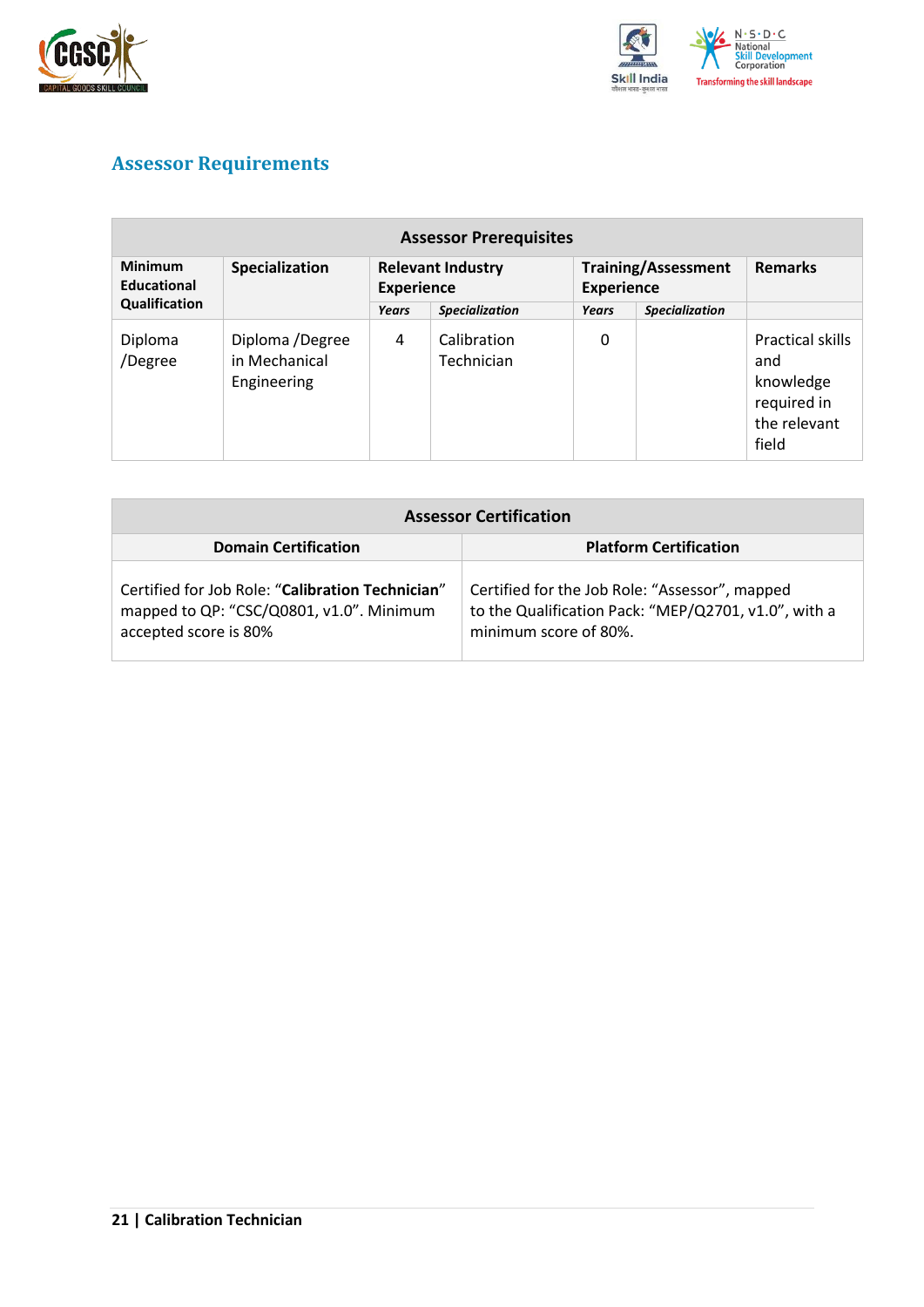## Assessor Requirements

| Assessor Prerequisites | | | | | | |
|---|---|---|---|---|---|---|
| **Minimum Educational Qualification** | **Specialization** | **Relevant Industry Experience** | | **Training/Assessment Experience** | | **Remarks** |
| | | ***Years*** | ***Specialization*** | ***Years*** | ***Specialization*** | |
| Diploma /Degree | Diploma /Degree in Mechanical Engineering | 4 | Calibration Technician | 0 | | Practical skills and knowledge required in the relevant field |

| Assessor Certification | |
|---|---|
| **Domain Certification** | **Platform Certification** |
| Certified for Job Role: "**Calibration Technician**" mapped to QP: "CSC/Q0801, v1.0". Minimum accepted score is 80% | Certified for the Job Role: "Assessor", mapped to the Qualification Pack: "MEP/Q2701, v1.0", with a minimum score of 80%. |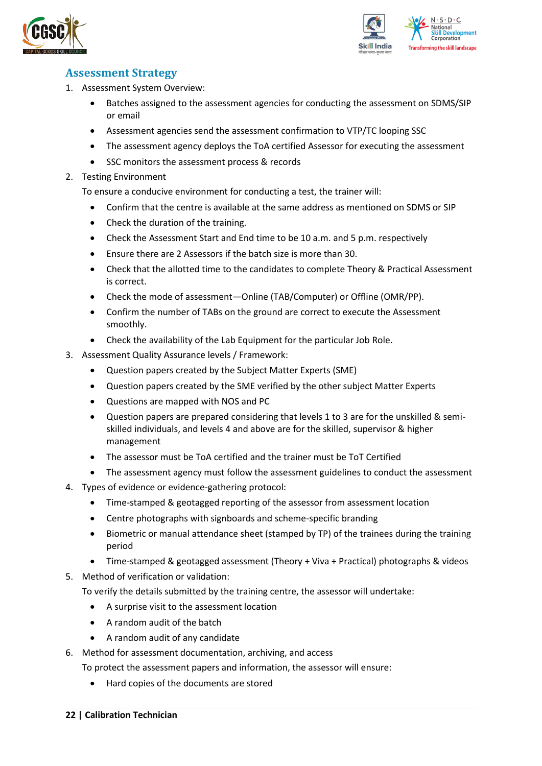## Assessment Strategy

1. Assessment System Overview:
    - Batches assigned to the assessment agencies for conducting the assessment on SDMS/SIP or email
    - Assessment agencies send the assessment confirmation to VTP/TC looping SSC
    - The assessment agency deploys the ToA certified Assessor for executing the assessment
    - SSC monitors the assessment process & records
2. Testing Environment

    To ensure a conducive environment for conducting a test, the trainer will:
    - Confirm that the centre is available at the same address as mentioned on SDMS or SIP
    - Check the duration of the training.
    - Check the Assessment Start and End time to be 10 a.m. and 5 p.m. respectively
    - Ensure there are 2 Assessors if the batch size is more than 30.
    - Check that the allotted time to the candidates to complete Theory & Practical Assessment is correct.
    - Check the mode of assessment—Online (TAB/Computer) or Offline (OMR/PP).
    - Confirm the number of TABs on the ground are correct to execute the Assessment smoothly.
    - Check the availability of the Lab Equipment for the particular Job Role.
3. Assessment Quality Assurance levels / Framework:
    - Question papers created by the Subject Matter Experts (SME)
    - Question papers created by the SME verified by the other subject Matter Experts
    - Questions are mapped with NOS and PC
    - Question papers are prepared considering that levels 1 to 3 are for the unskilled & semi-skilled individuals, and levels 4 and above are for the skilled, supervisor & higher management
    - The assessor must be ToA certified and the trainer must be ToT Certified
    - The assessment agency must follow the assessment guidelines to conduct the assessment
4. Types of evidence or evidence-gathering protocol:
    - Time-stamped & geotagged reporting of the assessor from assessment location
    - Centre photographs with signboards and scheme-specific branding
    - Biometric or manual attendance sheet (stamped by TP) of the trainees during the training period
    - Time-stamped & geotagged assessment (Theory + Viva + Practical) photographs & videos
5. Method of verification or validation:

    To verify the details submitted by the training centre, the assessor will undertake:
    - A surprise visit to the assessment location
    - A random audit of the batch
    - A random audit of any candidate
6. Method for assessment documentation, archiving, and access

    To protect the assessment papers and information, the assessor will ensure:
    - Hard copies of the documents are stored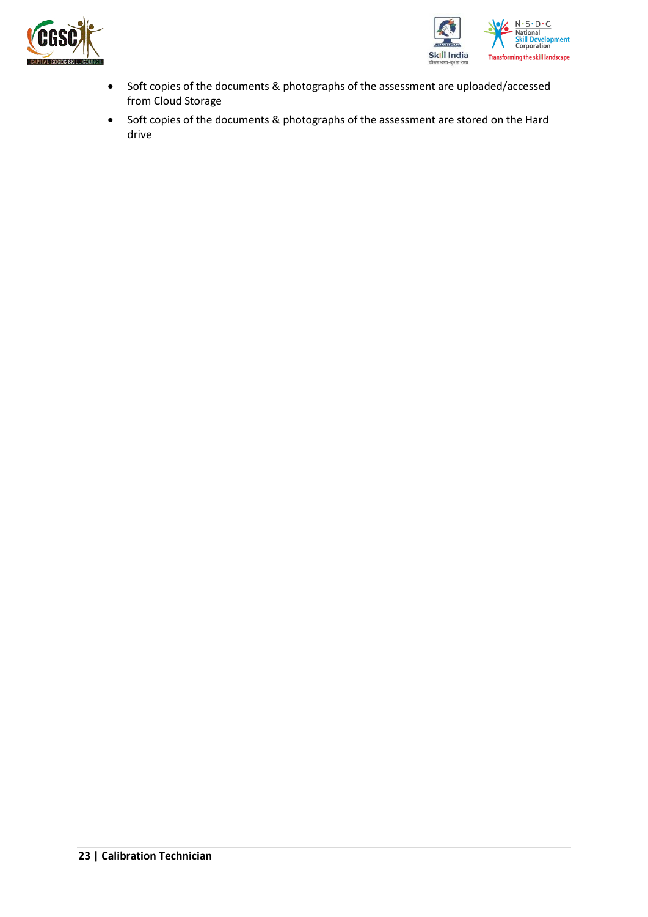- Soft copies of the documents & photographs of the assessment are uploaded/accessed from Cloud Storage
- Soft copies of the documents & photographs of the assessment are stored on the Hard drive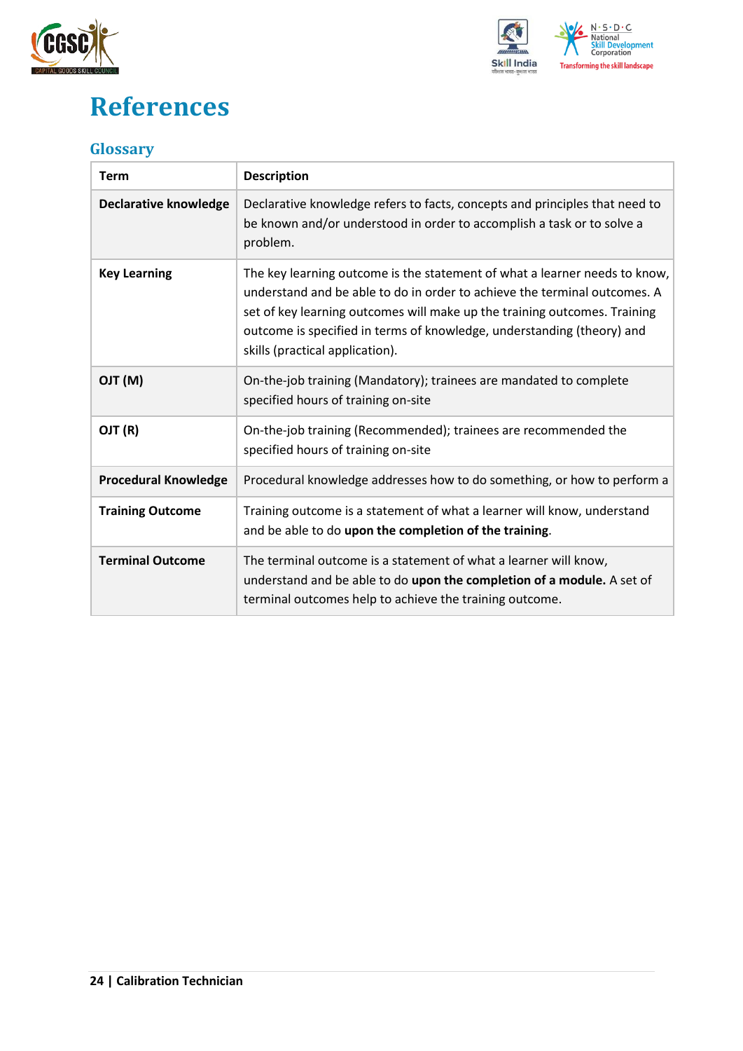# References

## Glossary

| Term | Description |
|---|---|
| **Declarative knowledge** | Declarative knowledge refers to facts, concepts and principles that need to be known and/or understood in order to accomplish a task or to solve a problem. |
| **Key Learning** | The key learning outcome is the statement of what a learner needs to know, understand and be able to do in order to achieve the terminal outcomes. A set of key learning outcomes will make up the training outcomes. Training outcome is specified in terms of knowledge, understanding (theory) and skills (practical application). |
| **OJT (M)** | On-the-job training (Mandatory); trainees are mandated to complete specified hours of training on-site |
| **OJT (R)** | On-the-job training (Recommended); trainees are recommended the specified hours of training on-site |
| **Procedural Knowledge** | Procedural knowledge addresses how to do something, or how to perform a |
| **Training Outcome** | Training outcome is a statement of what a learner will know, understand and be able to do **upon the completion of the training**. |
| **Terminal Outcome** | The terminal outcome is a statement of what a learner will know, understand and be able to do **upon the completion of a module.** A set of terminal outcomes help to achieve the training outcome. |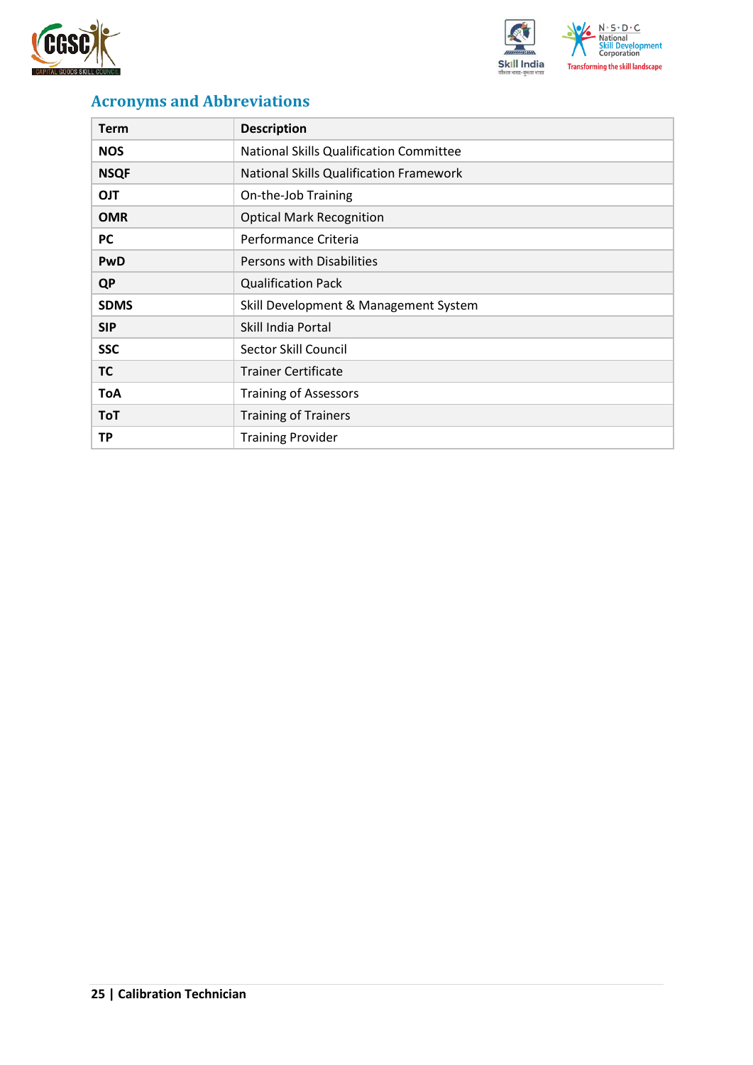## Acronyms and Abbreviations

| Term | Description |
|---|---|
| **NOS** | National Skills Qualification Committee |
| **NSQF** | National Skills Qualification Framework |
| **OJT** | On-the-Job Training |
| **OMR** | Optical Mark Recognition |
| **PC** | Performance Criteria |
| **PwD** | Persons with Disabilities |
| **QP** | Qualification Pack |
| **SDMS** | Skill Development & Management System |
| **SIP** | Skill India Portal |
| **SSC** | Sector Skill Council |
| **TC** | Trainer Certificate |
| **ToA** | Training of Assessors |
| **ToT** | Training of Trainers |
| **TP** | Training Provider |